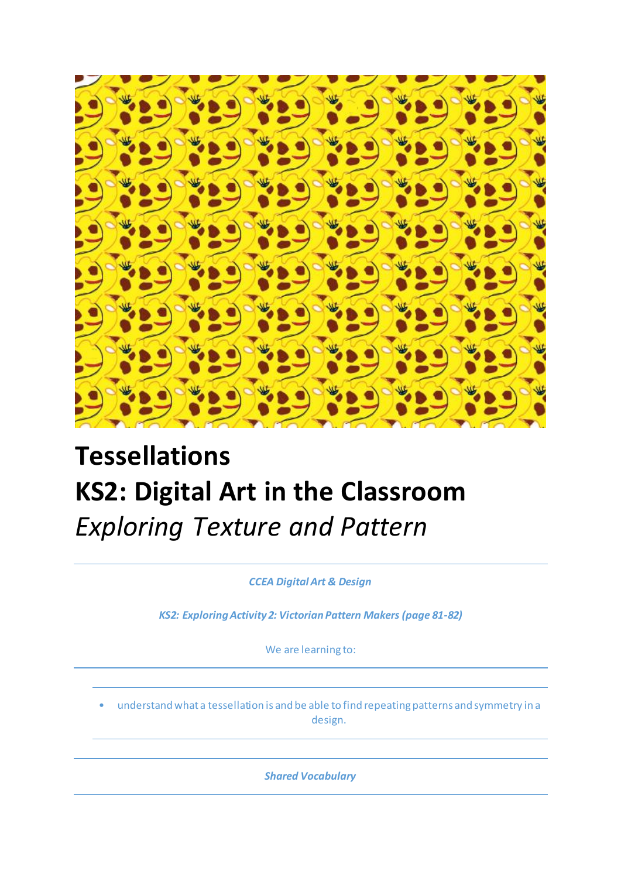# Tessellations

# KS2: Digital Art in the Classroom

## *Exploring Texture and Pattern*

***CCEA Digital Art & Design***

***KS2: Exploring Activity 2: Victorian Pattern Makers (page 81-82)***

We are learning to:

- understand what a tessellation is and be able to find repeating patterns and symmetry in a design.

***Shared Vocabulary***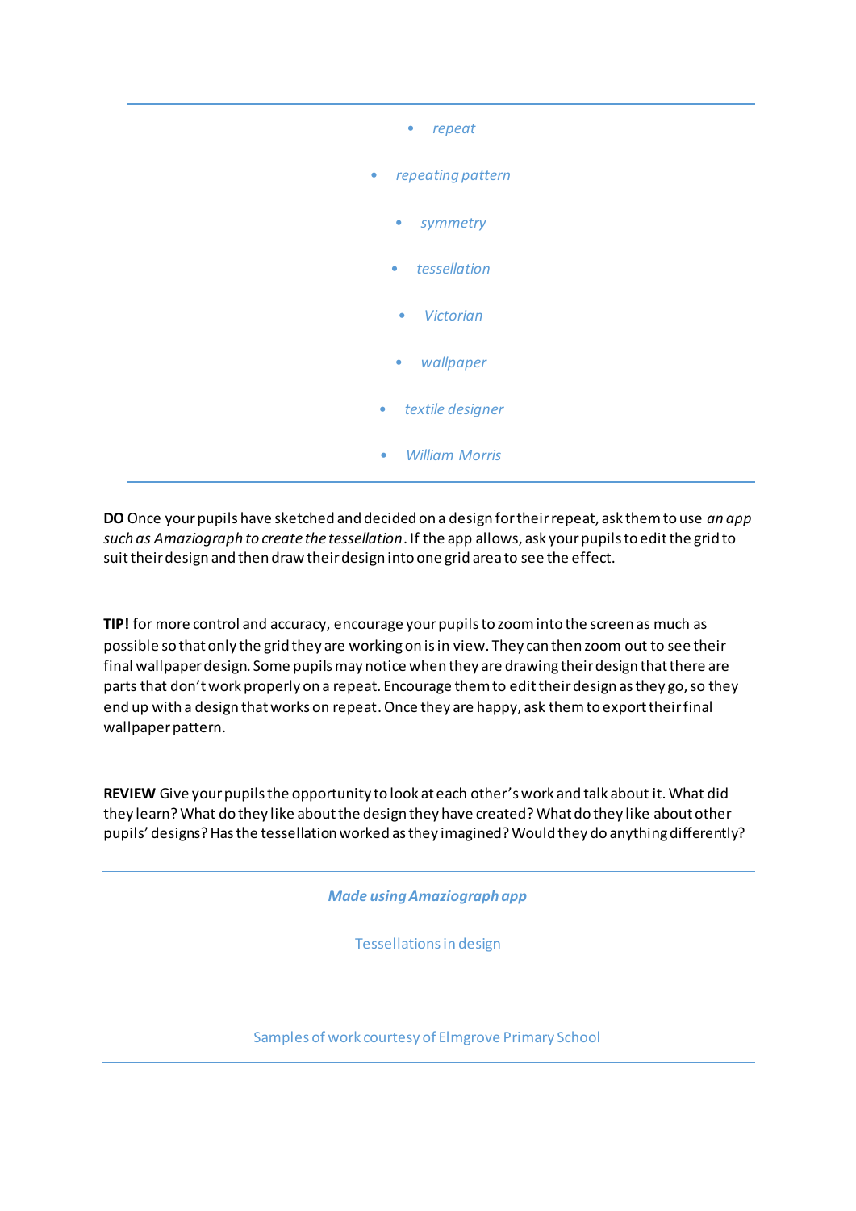- *repeat*
- *repeating pattern*
- *symmetry*
- *tessellation*
- *Victorian*
- *wallpaper*
- *textile designer*
- *William Morris*

---

**DO** Once your pupils have sketched and decided on a design for their repeat, ask them to use *an app such as Amaziograph to create the tessellation*. If the app allows, ask your pupils to edit the grid to suit their design and then draw their design into one grid area to see the effect.

**TIP!** for more control and accuracy, encourage your pupils to zoom into the screen as much as possible so that only the grid they are working on is in view. They can then zoom out to see their final wallpaper design. Some pupils may notice when they are drawing their design that there are parts that don't work properly on a repeat. Encourage them to edit their design as they go, so they end up with a design that works on repeat. Once they are happy, ask them to export their final wallpaper pattern.

**REVIEW** Give your pupils the opportunity to look at each other's work and talk about it. What did they learn? What do they like about the design they have created? What do they like about other pupils' designs? Has the tessellation worked as they imagined? Would they do anything differently?

---

***Made using Amaziograph app***

Tessellations in design

Samples of work courtesy of Elmgrove Primary School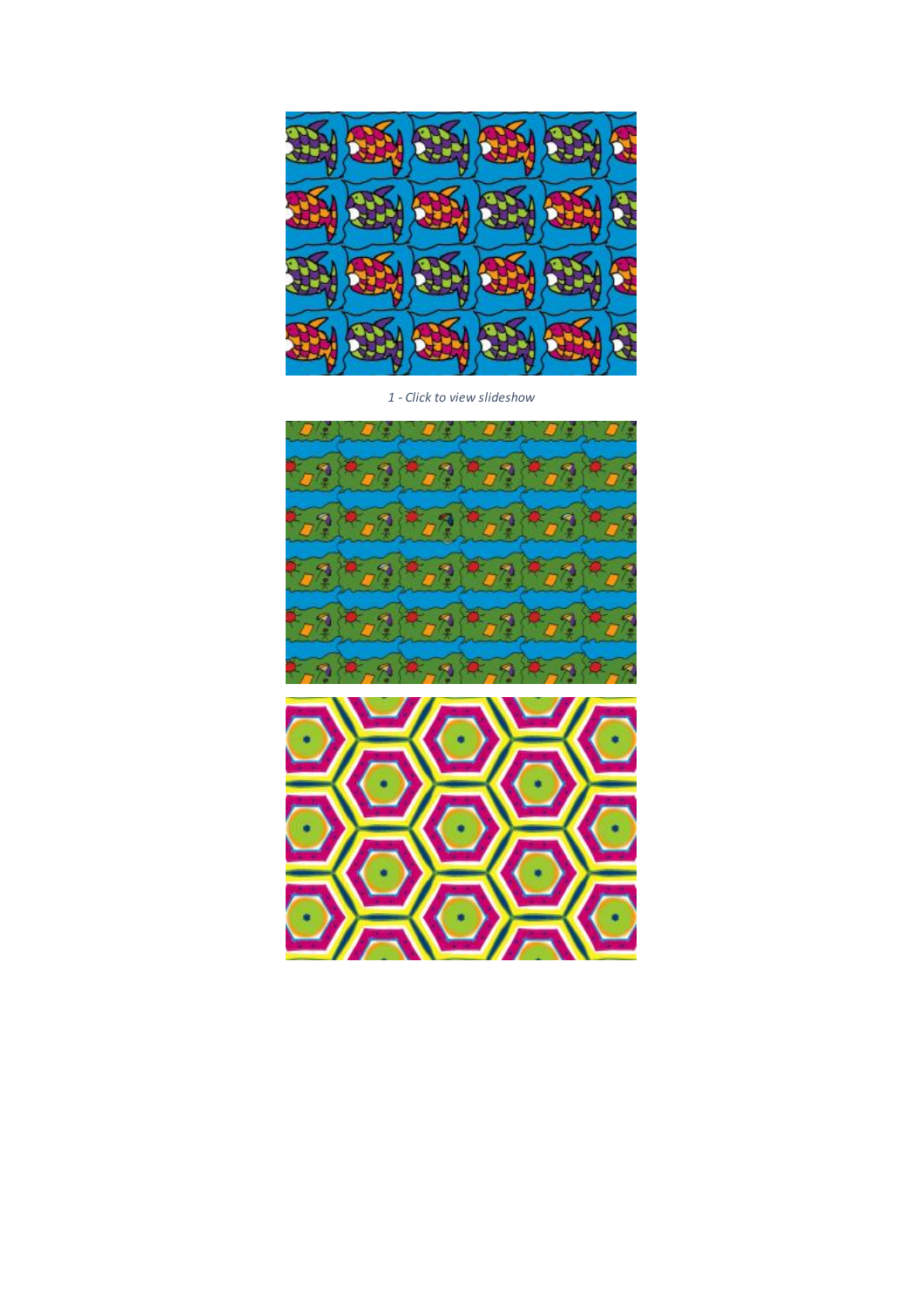*1 - Click to view slideshow*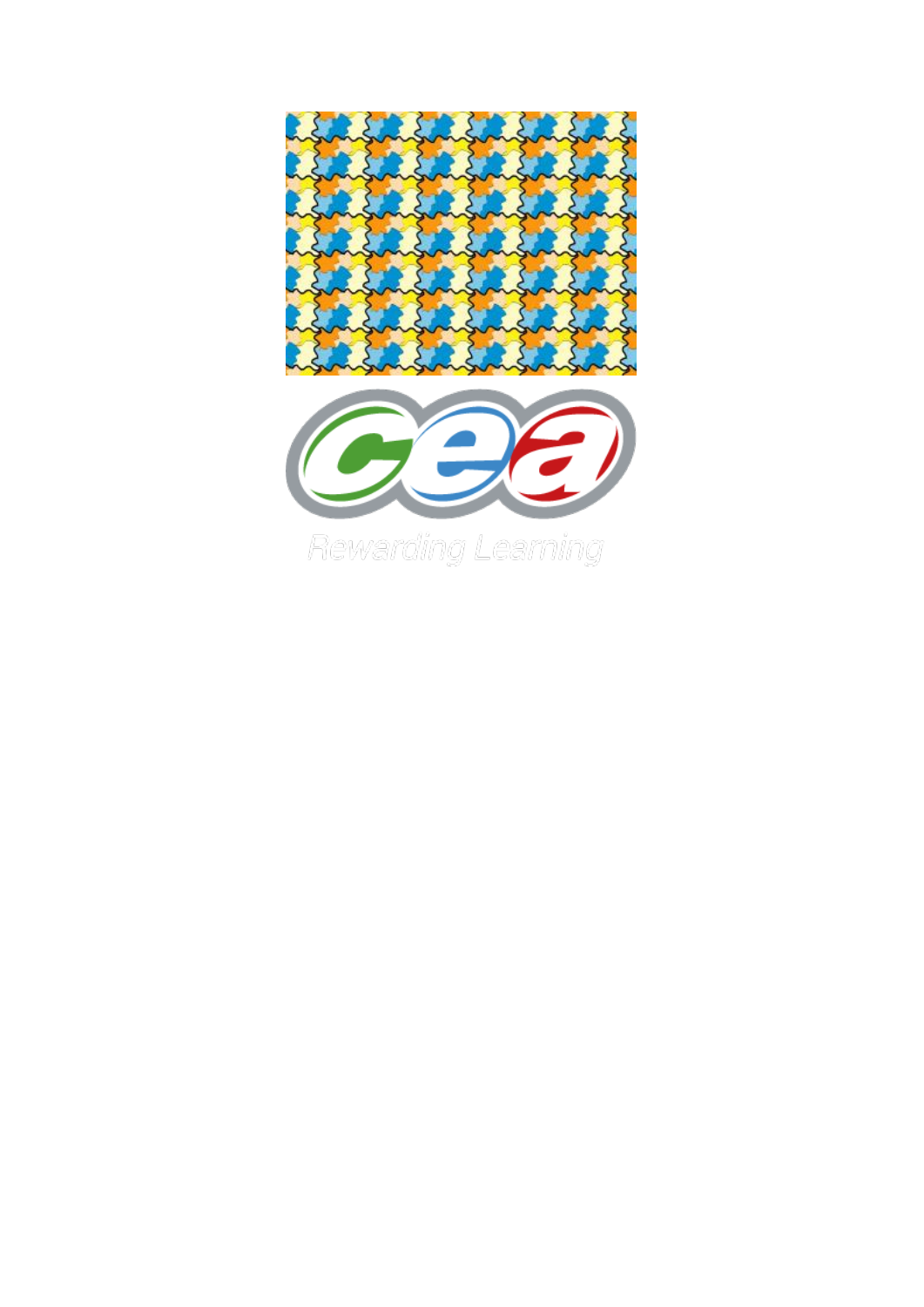Rewarding Learning